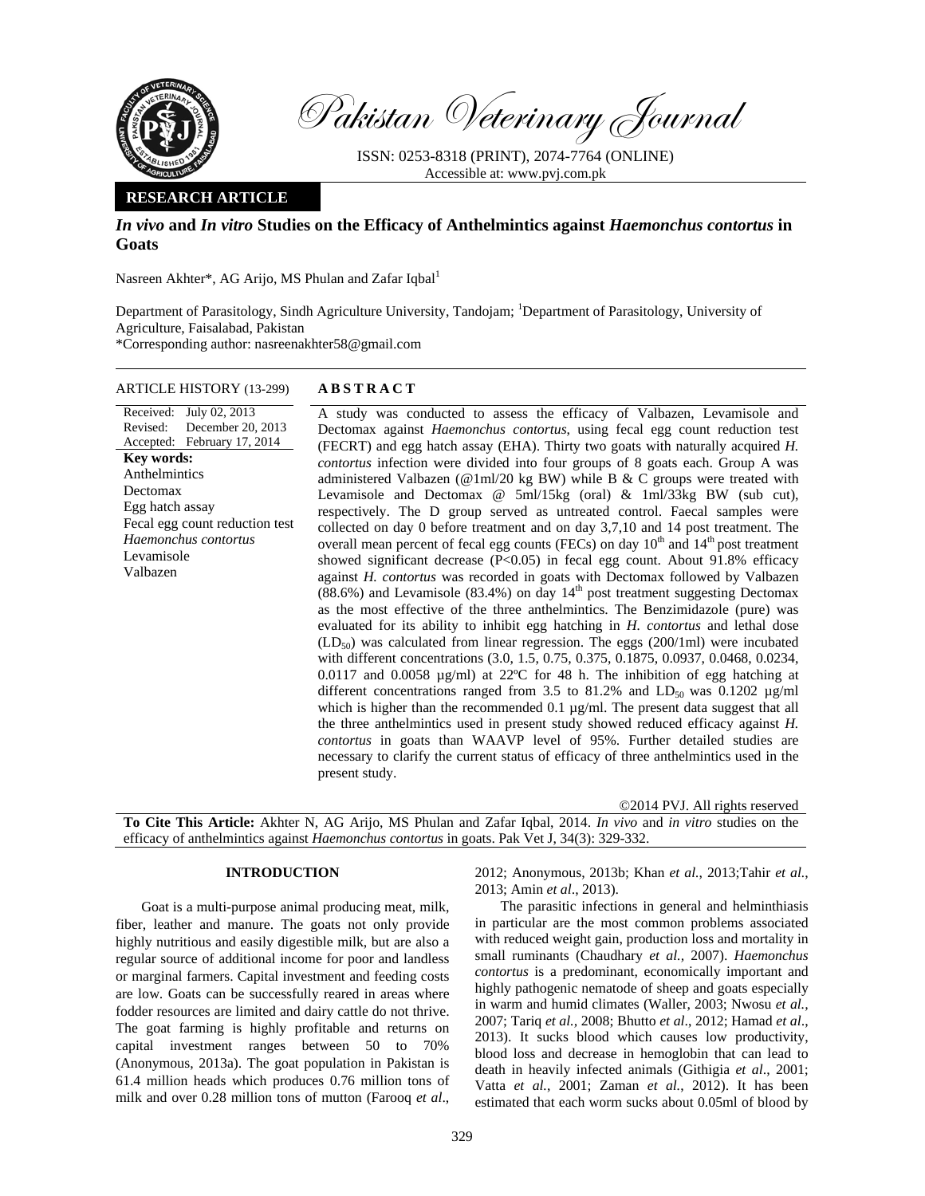Pakistan Veterinary Journal

ISSN: 0253-8318 (PRINT), 2074-7764 (ONLINE)
Accessible at: www.pvj.com.pk

**RESEARCH ARTICLE**

# *In vivo* and *In vitro* Studies on the Efficacy of Anthelmintics against *Haemonchus contortus* in Goats

Nasreen Akhter*, AG Arijo, MS Phulan and Zafar Iqbal[1]

Department of Parasitology, Sindh Agriculture University, Tandojam; [1]Department of Parasitology, University of Agriculture, Faisalabad, Pakistan
*Corresponding author: nasreenakhter58@gmail.com

**ARTICLE HISTORY** (13-299)

Received: July 02, 2013
Revised: December 20, 2013
Accepted: February 17, 2014

**Key words:**
Anthelmintics
Dectomax
Egg hatch assay
Fecal egg count reduction test
*Haemonchus contortus*
Levamisole
Valbazen

## ABSTRACT

A study was conducted to assess the efficacy of Valbazen, Levamisole and Dectomax against *Haemonchus contortus*, using fecal egg count reduction test (FECRT) and egg hatch assay (EHA). Thirty two goats with naturally acquired *H. contortus* infection were divided into four groups of 8 goats each. Group A was administered Valbazen (@1ml/20 kg BW) while B & C groups were treated with Levamisole and Dectomax @ 5ml/15kg (oral) & 1ml/33kg BW (sub cut), respectively. The D group served as untreated control. Faecal samples were collected on day 0 before treatment and on day 3,7,10 and 14 post treatment. The overall mean percent of fecal egg counts (FECs) on day 10$^{th}$ and 14$^{th}$ post treatment showed significant decrease ($P<0.05$) in fecal egg count. About 91.8% efficacy against *H. contortus* was recorded in goats with Dectomax followed by Valbazen (88.6%) and Levamisole (83.4%) on day 14$^{th}$ post treatment suggesting Dectomax as the most effective of the three anthelmintics. The Benzimidazole (pure) was evaluated for its ability to inhibit egg hatching in *H. contortus* and lethal dose ($LD_{50}$) was calculated from linear regression. The eggs (200/1ml) were incubated with different concentrations (3.0, 1.5, 0.75, 0.375, 0.1875, 0.0937, 0.0468, 0.0234, 0.0117 and 0.0058 µg/ml) at 22ºC for 48 h. The inhibition of egg hatching at different concentrations ranged from 3.5 to 81.2% and $LD_{50}$ was 0.1202 µg/ml which is higher than the recommended 0.1 µg/ml. The present data suggest that all the three anthelmintics used in present study showed reduced efficacy against *H. contortus* in goats than WAAVP level of 95%. Further detailed studies are necessary to clarify the current status of efficacy of three anthelmintics used in the present study.

©2014 PVJ. All rights reserved

**To Cite This Article:** Akhter N, AG Arijo, MS Phulan and Zafar Iqbal, 2014. *In vivo* and *in vitro* studies on the efficacy of anthelmintics against *Haemonchus contortus* in goats. Pak Vet J, 34(3): 329-332.

## INTRODUCTION

Goat is a multi-purpose animal producing meat, milk, fiber, leather and manure. The goats not only provide highly nutritious and easily digestible milk, but are also a regular source of additional income for poor and landless or marginal farmers. Capital investment and feeding costs are low. Goats can be successfully reared in areas where fodder resources are limited and dairy cattle do not thrive. The goat farming is highly profitable and returns on capital investment ranges between 50 to 70% (Anonymous, 2013a). The goat population in Pakistan is 61.4 million heads which produces 0.76 million tons of milk and over 0.28 million tons of mutton (Farooq *et al*., 2012; Anonymous, 2013b; Khan *et al.*, 2013;Tahir *et al*., 2013; Amin *et al*., 2013).

The parasitic infections in general and helminthiasis in particular are the most common problems associated with reduced weight gain, production loss and mortality in small ruminants (Chaudhary *et al.*, 2007). *Haemonchus contortus* is a predominant, economically important and highly pathogenic nematode of sheep and goats especially in warm and humid climates (Waller, 2003; Nwosu *et al.*, 2007; Tariq *et al.*, 2008; Bhutto *et al*., 2012; Hamad *et al*., 2013). It sucks blood which causes low productivity, blood loss and decrease in hemoglobin that can lead to death in heavily infected animals (Githigia *et al*., 2001; Vatta *et al.*, 2001; Zaman *et al.*, 2012). It has been estimated that each worm sucks about 0.05ml of blood by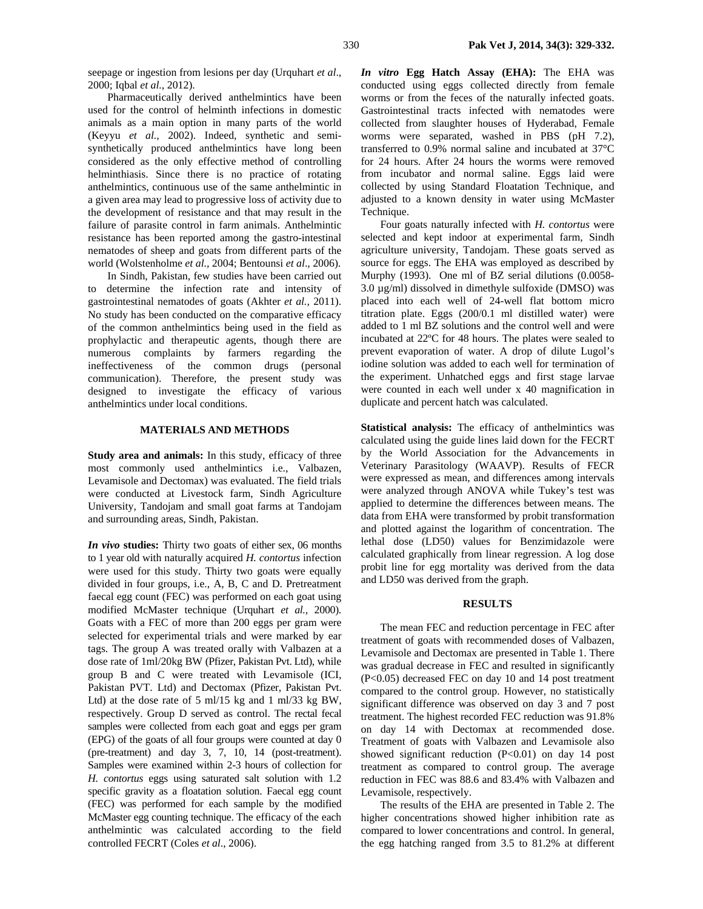seepage or ingestion from lesions per day (Urquhart *et al*., 2000; Iqbal *et al.,* 2012).

Pharmaceutically derived anthelmintics have been used for the control of helminth infections in domestic animals as a main option in many parts of the world (Keyyu *et al.,* 2002). Indeed, synthetic and semi-synthetically produced anthelmintics have long been considered as the only effective method of controlling helminthiasis. Since there is no practice of rotating anthelmintics, continuous use of the same anthelmintic in a given area may lead to progressive loss of activity due to the development of resistance and that may result in the failure of parasite control in farm animals. Anthelmintic resistance has been reported among the gastro-intestinal nematodes of sheep and goats from different parts of the world (Wolstenholme *et al.,* 2004; Bentounsi *et al*., 2006).

In Sindh, Pakistan, few studies have been carried out to determine the infection rate and intensity of gastrointestinal nematodes of goats (Akhter *et al.,* 2011). No study has been conducted on the comparative efficacy of the common anthelmintics being used in the field as prophylactic and therapeutic agents, though there are numerous complaints by farmers regarding the ineffectiveness of the common drugs (personal communication). Therefore, the present study was designed to investigate the efficacy of various anthelmintics under local conditions.

## MATERIALS AND METHODS

**Study area and animals:** In this study, efficacy of three most commonly used anthelmintics i.e., Valbazen, Levamisole and Dectomax) was evaluated. The field trials were conducted at Livestock farm, Sindh Agriculture University, Tandojam and small goat farms at Tandojam and surrounding areas, Sindh, Pakistan.

***In vivo*** **studies:** Thirty two goats of either sex, 06 months to 1 year old with naturally acquired *H. contortus* infection were used for this study. Thirty two goats were equally divided in four groups, i.e., A, B, C and D. Pretreatment faecal egg count (FEC) was performed on each goat using modified McMaster technique (Urquhart *et al.,* 2000). Goats with a FEC of more than 200 eggs per gram were selected for experimental trials and were marked by ear tags. The group A was treated orally with Valbazen at a dose rate of 1ml/20kg BW (Pfizer, Pakistan Pvt. Ltd), while group B and C were treated with Levamisole (ICI, Pakistan PVT. Ltd) and Dectomax (Pfizer, Pakistan Pvt. Ltd) at the dose rate of 5 ml/15 kg and 1 ml/33 kg BW, respectively. Group D served as control. The rectal fecal samples were collected from each goat and eggs per gram (EPG) of the goats of all four groups were counted at day 0 (pre-treatment) and day 3, 7, 10, 14 (post-treatment). Samples were examined within 2-3 hours of collection for *H. contortus* eggs using saturated salt solution with 1.2 specific gravity as a floatation solution. Faecal egg count (FEC) was performed for each sample by the modified McMaster egg counting technique. The efficacy of the each anthelmintic was calculated according to the field controlled FECRT (Coles *et al*., 2006).

***In vitro*** **Egg Hatch Assay (EHA):** The EHA was conducted using eggs collected directly from female worms or from the feces of the naturally infected goats. Gastrointestinal tracts infected with nematodes were collected from slaughter houses of Hyderabad, Female worms were separated, washed in PBS (pH 7.2), transferred to 0.9% normal saline and incubated at 37°C for 24 hours. After 24 hours the worms were removed from incubator and normal saline. Eggs laid were collected by using Standard Floatation Technique, and adjusted to a known density in water using McMaster Technique.

Four goats naturally infected with *H. contortus* were selected and kept indoor at experimental farm, Sindh agriculture university, Tandojam. These goats served as source for eggs. The EHA was employed as described by Murphy (1993). One ml of BZ serial dilutions (0.0058-3.0 µg/ml) dissolved in dimethyle sulfoxide (DMSO) was placed into each well of 24-well flat bottom micro titration plate. Eggs (200/0.1 ml distilled water) were added to 1 ml BZ solutions and the control well and were incubated at 22ºC for 48 hours. The plates were sealed to prevent evaporation of water. A drop of dilute Lugol's iodine solution was added to each well for termination of the experiment. Unhatched eggs and first stage larvae were counted in each well under x 40 magnification in duplicate and percent hatch was calculated.

**Statistical analysis:** The efficacy of anthelmintics was calculated using the guide lines laid down for the FECRT by the World Association for the Advancements in Veterinary Parasitology (WAAVP). Results of FECR were expressed as mean, and differences among intervals were analyzed through ANOVA while Tukey's test was applied to determine the differences between means. The data from EHA were transformed by probit transformation and plotted against the logarithm of concentration. The lethal dose (LD50) values for Benzimidazole were calculated graphically from linear regression. A log dose probit line for egg mortality was derived from the data and LD50 was derived from the graph.

## RESULTS

The mean FEC and reduction percentage in FEC after treatment of goats with recommended doses of Valbazen, Levamisole and Dectomax are presented in Table 1. There was gradual decrease in FEC and resulted in significantly ($P<0.05$) decreased FEC on day 10 and 14 post treatment compared to the control group. However, no statistically significant difference was observed on day 3 and 7 post treatment. The highest recorded FEC reduction was 91.8% on day 14 with Dectomax at recommended dose. Treatment of goats with Valbazen and Levamisole also showed significant reduction ($P<0.01$) on day 14 post treatment as compared to control group. The average reduction in FEC was 88.6 and 83.4% with Valbazen and Levamisole, respectively.

The results of the EHA are presented in Table 2. The higher concentrations showed higher inhibition rate as compared to lower concentrations and control. In general, the egg hatching ranged from 3.5 to 81.2% at different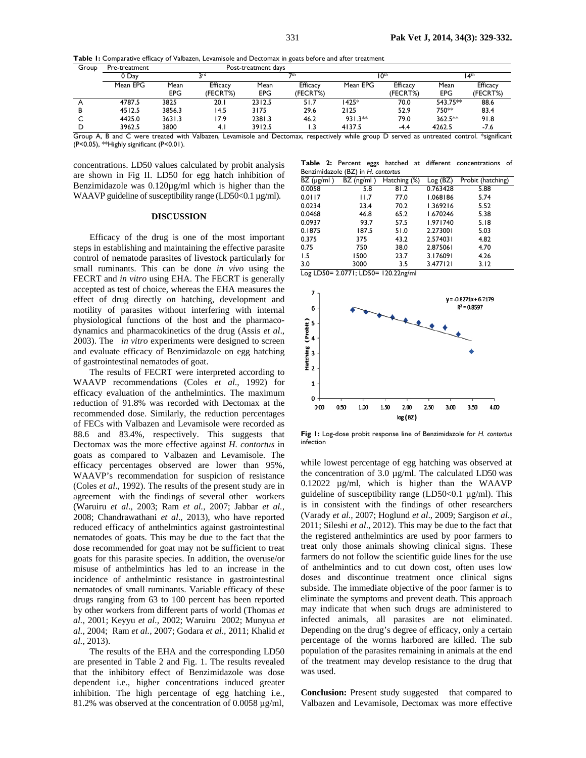**Table 1:** Comparative efficacy of Valbazen, Levamisole and Dectomax in goats before and after treatment

| Group | Pre-treatment | Post-treatment days | | | | | | | |
|---|---|---|---|---|---|---|---|---|---|
| | 0 Day | 3rd | | 7th | | 10th | | 14th | |
| | Mean EPG | Mean EPG | Efficacy (FECRT%) | Mean EPG | Efficacy (FECRT%) | Mean EPG | Efficacy (FECRT%) | Mean EPG | Efficacy (FECRT%) |
| A | 4787.5 | 3825 | 20.1 | 2312.5 | 51.7 | 1425* | 70.0 | 543.75** | 88.6 |
| B | 4512.5 | 3856.3 | 14.5 | 3175 | 29.6 | 2125 | 52.9 | 750** | 83.4 |
| C | 4425.0 | 3631.3 | 17.9 | 2381.3 | 46.2 | 931.3** | 79.0 | 362.5** | 91.8 |
| D | 3962.5 | 3800 | 4.1 | 3912.5 | 1.3 | 4137.5 | -4.4 | 4262.5 | -7.6 |

Group A, B and C were treated with Valbazen, Levamisole and Dectomax, respectively while group D served as untreated control. *significant (P<0.05), **Highly significant (P<0.01).

concentrations. LD50 values calculated by probit analysis are shown in Fig II. LD50 for egg hatch inhibition of Benzimidazole was 0.120µg/ml which is higher than the WAAVP guideline of susceptibility range (LD50<0.1 µg/ml).

## DISCUSSION

Efficacy of the drug is one of the most important steps in establishing and maintaining the effective parasite control of nematode parasites of livestock particularly for small ruminants. This can be done *in vivo* using the FECRT and *in vitro* using EHA. The FECRT is generally accepted as test of choice, whereas the EHA measures the effect of drug directly on hatching, development and motility of parasites without interfering with internal physiological functions of the host and the pharmacodynamics and pharmacokinetics of the drug (Assis *et al*., 2003). The *in vitro* experiments were designed to screen and evaluate efficacy of Benzimidazole on egg hatching of gastrointestinal nematodes of goat.

The results of FECRT were interpreted according to WAAVP recommendations (Coles *et al*., 1992) for efficacy evaluation of the anthelmintics. The maximum reduction of 91.8% was recorded with Dectomax at the recommended dose. Similarly, the reduction percentages of FECs with Valbazen and Levamisole were recorded as 88.6 and 83.4%, respectively. This suggests that Dectomax was the more effective against *H. contortus* in goats as compared to Valbazen and Levamisole. The efficacy percentages observed are lower than 95%, WAAVP's recommendation for suspicion of resistance (Coles *et al*., 1992). The results of the present study are in agreement with the findings of several other workers (Waruiru *et al*., 2003; Ram *et al.*, 2007; Jabbar *et al.*, 2008; Chandrawathani *et al*., 2013), who have reported reduced efficacy of anthelmintics against gastrointestinal nematodes of goats. This may be due to the fact that the dose recommended for goat may not be sufficient to treat goats for this parasite species. In addition, the overuse/or misuse of anthelmintics has led to an increase in the incidence of anthelmintic resistance in gastrointestinal nematodes of small ruminants. Variable efficacy of these drugs ranging from 63 to 100 percent has been reported by other workers from different parts of world (Thomas *et al.,* 2001; Keyyu *et al.,* 2002; Waruiru 2002; Munyua *et al.,* 2004; Ram *et al.,* 2007; Godara *et al.,* 2011; Khalid *et al.,* 2013).

The results of the EHA and the corresponding LD50 are presented in Table 2 and Fig. 1. The results revealed that the inhibitory effect of Benzimidazole was dose dependent i.e., higher concentrations induced greater inhibition. The high percentage of egg hatching i.e., 81.2% was observed at the concentration of 0.0058 µg/ml,

**Table 2:** Percent eggs hatched at different concentrations of Benzimidazole (BZ) in *H. contortus*

| BZ (µg/ml) | BZ (ng/ml) | Hatching (%) | Log (BZ) | Probit (hatching) |
|---|---|---|---|---|
| 0.0058 | 5.8 | 81.2 | 0.763428 | 5.88 |
| 0.0117 | 11.7 | 77.0 | 1.068186 | 5.74 |
| 0.0234 | 23.4 | 70.2 | 1.369216 | 5.52 |
| 0.0468 | 46.8 | 65.2 | 1.670246 | 5.38 |
| 0.0937 | 93.7 | 57.5 | 1.971740 | 5.18 |
| 0.1875 | 187.5 | 51.0 | 2.273001 | 5.03 |
| 0.375 | 375 | 43.2 | 2.574031 | 4.82 |
| 0.75 | 750 | 38.0 | 2.875061 | 4.70 |
| 1.5 | 1500 | 23.7 | 3.176091 | 4.26 |
| 3.0 | 3000 | 3.5 | 3.477121 | 3.12 |

Log LD50= 2.0771; LD50= 120.22ng/ml

**Fig 1:** Log-dose probit response line of Benzimidazole for *H. contortus* infection

while lowest percentage of egg hatching was observed at the concentration of 3.0 µg/ml. The calculated LD50 was 0.12022 µg/ml, which is higher than the WAAVP guideline of susceptibility range (LD50<0.1 µg/ml). This is in consistent with the findings of other researchers (Varady *et al.,* 2007; Hoglund *et al*., 2009; Sargison *et al*., 2011; Sileshi *et al*., 2012). This may be due to the fact that the registered anthelmintics are used by poor farmers to treat only those animals showing clinical signs. These farmers do not follow the scientific guide lines for the use of anthelmintics and to cut down cost, often uses low doses and discontinue treatment once clinical signs subside. The immediate objective of the poor farmer is to eliminate the symptoms and prevent death. This approach may indicate that when such drugs are administered to infected animals, all parasites are not eliminated. Depending on the drug's degree of efficacy, only a certain percentage of the worms harbored are killed. The sub population of the parasites remaining in animals at the end of the treatment may develop resistance to the drug that was used.

**Conclusion:** Present study suggested that compared to Valbazen and Levamisole, Dectomax was more effective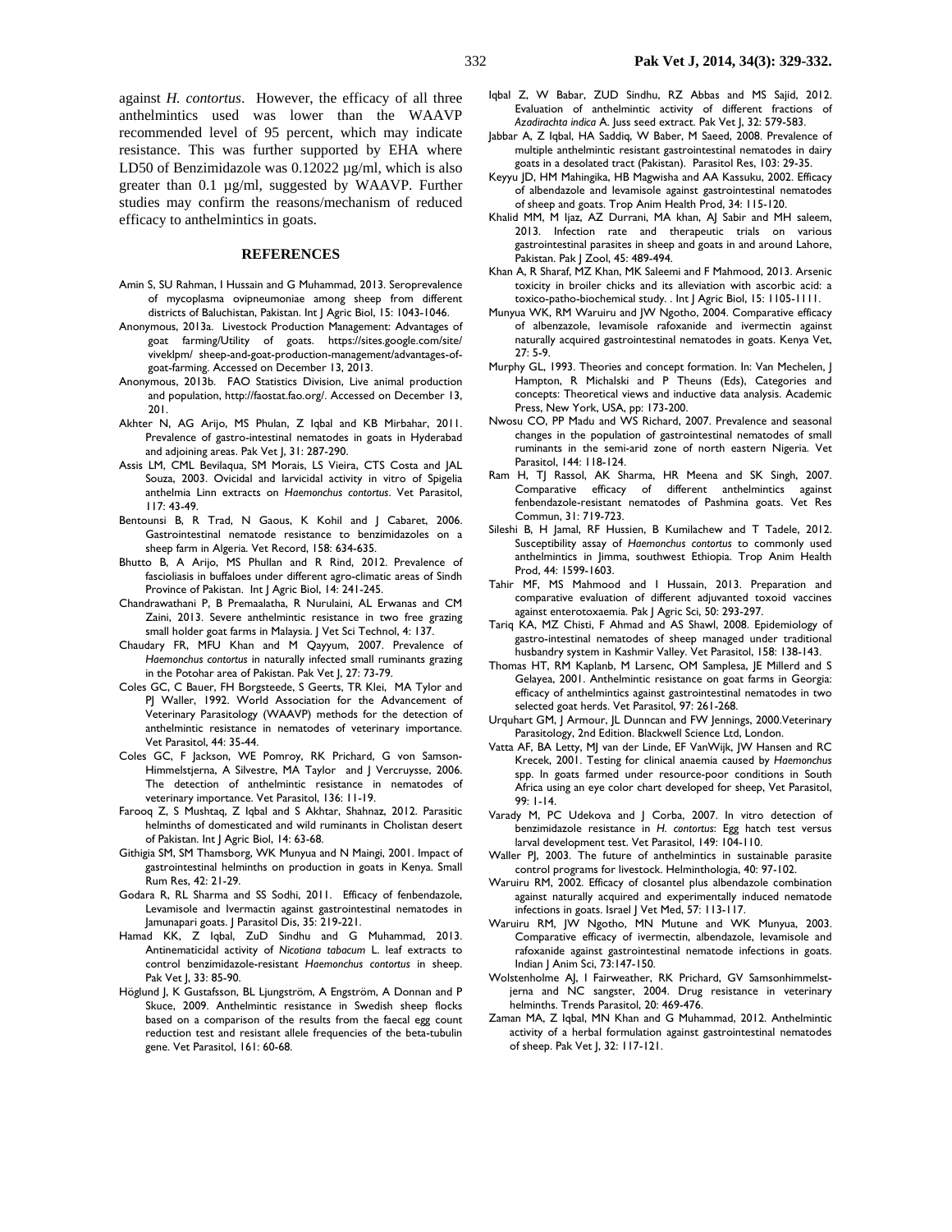against *H. contortus*. However, the efficacy of all three anthelmintics used was lower than the WAAVP recommended level of 95 percent, which may indicate resistance. This was further supported by EHA where LD50 of Benzimidazole was 0.12022 µg/ml, which is also greater than 0.1 µg/ml, suggested by WAAVP. Further studies may confirm the reasons/mechanism of reduced efficacy to anthelmintics in goats.

## REFERENCES

Amin S, SU Rahman, I Hussain and G Muhammad, 2013. Seroprevalence of mycoplasma ovipneumoniae among sheep from different districts of Baluchistan, Pakistan. Int J Agric Biol, 15: 1043-1046.

Anonymous, 2013a. Livestock Production Management: Advantages of goat farming/Utility of goats. https://sites.google.com/site/viveklpm/ sheep-and-goat-production-management/advantages-of-goat-farming. Accessed on December 13, 2013.

Anonymous, 2013b. FAO Statistics Division, Live animal production and population, http://faostat.fao.org/. Accessed on December 13, 201.

Akhter N, AG Arijo, MS Phulan, Z Iqbal and KB Mirbahar, 2011. Prevalence of gastro-intestinal nematodes in goats in Hyderabad and adjoining areas. Pak Vet J, 31: 287-290.

Assis LM, CML Bevilaqua, SM Morais, LS Vieira, CTS Costa and JAL Souza, 2003. Ovicidal and larvicidal activity in vitro of Spigelia anthelmia Linn extracts on *Haemonchus contortus*. Vet Parasitol, 117: 43-49.

Bentounsi B, R Trad, N Gaous, K Kohil and J Cabaret, 2006. Gastrointestinal nematode resistance to benzimidazoles on a sheep farm in Algeria. Vet Record, 158: 634-635.

Bhutto B, A Arijo, MS Phullan and R Rind, 2012. Prevalence of fascioliasis in buffaloes under different agro-climatic areas of Sindh Province of Pakistan. Int J Agric Biol, 14: 241-245.

Chandrawathani P, B Premaalatha, R Nurulaini, AL Erwanas and CM Zaini, 2013. Severe anthelmintic resistance in two free grazing small holder goat farms in Malaysia. J Vet Sci Technol, 4: 137.

Chaudary FR, MFU Khan and M Qayyum, 2007. Prevalence of *Haemonchus contortus* in naturally infected small ruminants grazing in the Potohar area of Pakistan. Pak Vet J, 27: 73-79.

Coles GC, C Bauer, FH Borgsteede, S Geerts, TR Klei, MA Tylor and PJ Waller, 1992. World Association for the Advancement of Veterinary Parasitology (WAAVP) methods for the detection of anthelmintic resistance in nematodes of veterinary importance. Vet Parasitol, 44: 35-44.

Coles GC, F Jackson, WE Pomroy, RK Prichard, G von Samson-Himmelstjerna, A Silvestre, MA Taylor and J Vercruysse, 2006. The detection of anthelmintic resistance in nematodes of veterinary importance. Vet Parasitol, 136: 11-19.

Farooq Z, S Mushtaq, Z Iqbal and S Akhtar, Shahnaz, 2012. Parasitic helminths of domesticated and wild ruminants in Cholistan desert of Pakistan. Int J Agric Biol, 14: 63-68.

Githigia SM, SM Thamsborg, WK Munyua and N Maingi, 2001. Impact of gastrointestinal helminths on production in goats in Kenya. Small Rum Res, 42: 21-29.

Godara R, RL Sharma and SS Sodhi, 2011. Efficacy of fenbendazole, Levamisole and Ivermactin against gastrointestinal nematodes in Jamunapari goats. J Parasitol Dis, 35: 219-221.

Hamad KK, Z Iqbal, ZuD Sindhu and G Muhammad, 2013. Antinematicidal activity of *Nicotiana tabacum* L. leaf extracts to control benzimidazole-resistant *Haemonchus contortus* in sheep. Pak Vet J, 33: 85-90.

Höglund J, K Gustafsson, BL Ljungström, A Engström, A Donnan and P Skuce, 2009. Anthelmintic resistance in Swedish sheep flocks based on a comparison of the results from the faecal egg count reduction test and resistant allele frequencies of the beta-tubulin gene. Vet Parasitol, 161: 60-68.

Iqbal Z, W Babar, ZUD Sindhu, RZ Abbas and MS Sajid, 2012. Evaluation of anthelmintic activity of different fractions of *Azadirachta indica* A. Juss seed extract. Pak Vet J, 32: 579-583.

Jabbar A, Z Iqbal, HA Saddiq, W Baber, M Saeed, 2008. Prevalence of multiple anthelmintic resistant gastrointestinal nematodes in dairy goats in a desolated tract (Pakistan). Parasitol Res, 103: 29-35.

Keyyu JD, HM Mahingika, HB Magwisha and AA Kassuku, 2002. Efficacy of albendazole and levamisole against gastrointestinal nematodes of sheep and goats. Trop Anim Health Prod, 34: 115-120.

Khalid MM, M Ijaz, AZ Durrani, MA khan, AJ Sabir and MH saleem, 2013. Infection rate and therapeutic trials on various gastrointestinal parasites in sheep and goats in and around Lahore, Pakistan. Pak J Zool, 45: 489-494.

Khan A, R Sharaf, MZ Khan, MK Saleemi and F Mahmood, 2013. Arsenic toxicity in broiler chicks and its alleviation with ascorbic acid: a toxico-patho-biochemical study. . Int J Agric Biol, 15: 1105-1111.

Munyua WK, RM Waruiru and JW Ngotho, 2004. Comparative efficacy of albenzazole, levamisole rafoxanide and ivermectin against naturally acquired gastrointestinal nematodes in goats. Kenya Vet, 27: 5-9.

Murphy GL, 1993. Theories and concept formation. In: Van Mechelen, J Hampton, R Michalski and P Theuns (Eds), Categories and concepts: Theoretical views and inductive data analysis. Academic Press, New York, USA, pp: 173-200.

Nwosu CO, PP Madu and WS Richard, 2007. Prevalence and seasonal changes in the population of gastrointestinal nematodes of small ruminants in the semi-arid zone of north eastern Nigeria. Vet Parasitol, 144: 118-124.

Ram H, TJ Rassol, AK Sharma, HR Meena and SK Singh, 2007. Comparative efficacy of different anthelmintics against fenbendazole-resistant nematodes of Pashmina goats. Vet Res Commun, 31: 719-723.

Sileshi B, H Jamal, RF Hussien, B Kumilachew and T Tadele, 2012. Susceptibility assay of *Haemonchus contortus* to commonly used anthelmintics in Jimma, southwest Ethiopia. Trop Anim Health Prod, 44: 1599-1603.

Tahir MF, MS Mahmood and I Hussain, 2013. Preparation and comparative evaluation of different adjuvanted toxoid vaccines against enterotoxaemia. Pak J Agric Sci, 50: 293-297.

Tariq KA, MZ Chisti, F Ahmad and AS Shawl, 2008. Epidemiology of gastro-intestinal nematodes of sheep managed under traditional husbandry system in Kashmir Valley. Vet Parasitol, 158: 138-143.

Thomas HT, RM Kaplanb, M Larsenc, OM Samplesa, JE Millerd and S Gelayea, 2001. Anthelmintic resistance on goat farms in Georgia: efficacy of anthelmintics against gastrointestinal nematodes in two selected goat herds. Vet Parasitol, 97: 261-268.

Urquhart GM, J Armour, JL Dunncan and FW Jennings, 2000.Veterinary Parasitology, 2nd Edition. Blackwell Science Ltd, London.

Vatta AF, BA Letty, MJ van der Linde, EF VanWijk, JW Hansen and RC Krecek, 2001. Testing for clinical anaemia caused by *Haemonchus* spp. In goats farmed under resource-poor conditions in South Africa using an eye color chart developed for sheep, Vet Parasitol, 99: 1-14.

Varady M, PC Udekova and J Corba, 2007. In vitro detection of benzimidazole resistance in *H. contortus*: Egg hatch test versus larval development test. Vet Parasitol, 149: 104-110.

Waller PJ, 2003. The future of anthelmintics in sustainable parasite control programs for livestock. Helminthologia, 40: 97-102.

Waruiru RM, 2002. Efficacy of closantel plus albendazole combination against naturally acquired and experimentally induced nematode infections in goats. Israel J Vet Med, 57: 113-117.

Waruiru RM, JW Ngotho, MN Mutune and WK Munyua, 2003. Comparative efficacy of ivermectin, albendazole, levamisole and rafoxanide against gastrointestinal nematode infections in goats. Indian J Anim Sci, 73:147-150.

Wolstenholme AJ, I Fairweather, RK Prichard, GV Samsonhimmelstjerna and NC sangster, 2004. Drug resistance in veterinary helminths. Trends Parasitol, 20: 469-476.

Zaman MA, Z Iqbal, MN Khan and G Muhammad, 2012. Anthelmintic activity of a herbal formulation against gastrointestinal nematodes of sheep. Pak Vet J, 32: 117-121.